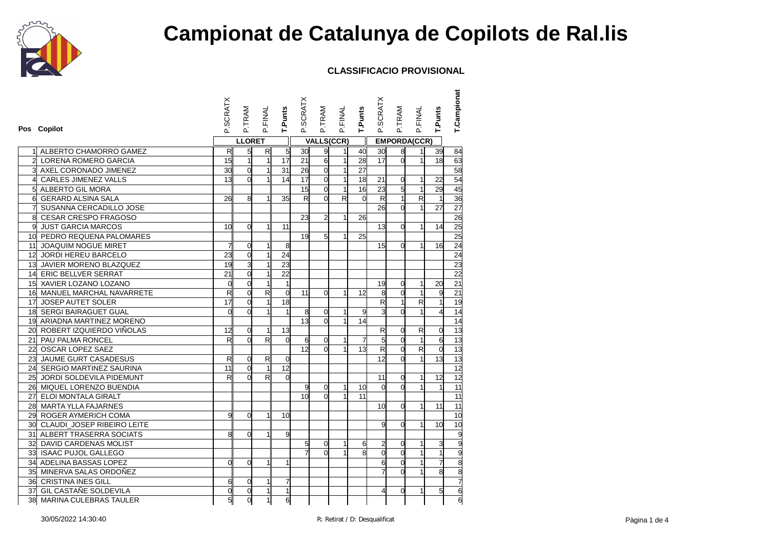# Campionat de Catalunya de Copilots de Ral.lis

**CLASSIFICACIO PROVISIONAL**

| Pos | Copilot | P.SCRATX | P.TRAM | P.FINAL | T.Punts | P.SCRATX | P.TRAM | P.FINAL | T.Punts | P.SCRATX | P.TRAM | P.FINAL | T.Punts | T.Campionat |
|---|---|---|---|---|---|---|---|---|---|---|---|---|---|---|
| | | LLORET | | | | VALLS(CCR) | | | | EMPORDA(CCR) | | | | |
| 1 | ALBERTO CHAMORRO GAMEZ | R | 5 | R | 5 | 30 | 9 | 1 | 40 | 30 | 8 | 1 | 39 | 84 |
| 2 | LORENA ROMERO GARCIA | 15 | 1 | 1 | 17 | 21 | 6 | 1 | 28 | 17 | 0 | 1 | 18 | 63 |
| 3 | AXEL CORONADO JIMENEZ | 30 | 0 | 1 | 31 | 26 | 0 | 1 | 27 | | | | | 58 |
| 4 | CARLES JIMENEZ VALLS | 13 | 0 | 1 | 14 | 17 | 0 | 1 | 18 | 21 | 0 | 1 | 22 | 54 |
| 5 | ALBERTO GIL MORA | | | | | 15 | 0 | 1 | 16 | 23 | 5 | 1 | 29 | 45 |
| 6 | GERARD ALSINA SALA | 26 | 8 | 1 | 35 | R | 0 | R | 0 | R | 1 | R | 1 | 36 |
| 7 | SUSANNA CERCADILLO JOSE | | | | | | | | | 26 | 0 | 1 | 27 | 27 |
| 8 | CESAR CRESPO FRAGOSO | | | | | 23 | 2 | 1 | 26 | | | | | 26 |
| 9 | JUST GARCIA MARCOS | 10 | 0 | 1 | 11 | | | | | 13 | 0 | 1 | 14 | 25 |
| 10 | PEDRO REQUENA PALOMARES | | | | | 19 | 5 | 1 | 25 | | | | | 25 |
| 11 | JOAQUIM NOGUE MIRET | 7 | 0 | 1 | 8 | | | | | 15 | 0 | 1 | 16 | 24 |
| 12 | JORDI HEREU BARCELO | 23 | 0 | 1 | 24 | | | | | | | | | 24 |
| 13 | JAVIER MORENO BLAZQUEZ | 19 | 3 | 1 | 23 | | | | | | | | | 23 |
| 14 | ERIC BELLVER SERRAT | 21 | 0 | 1 | 22 | | | | | | | | | 22 |
| 15 | XAVIER LOZANO LOZANO | 0 | 0 | 1 | 1 | | | | | 19 | 0 | 1 | 20 | 21 |
| 16 | MANUEL MARCHAL NAVARRETE | R | 0 | R | 0 | 11 | 0 | 1 | 12 | 8 | 0 | 1 | 9 | 21 |
| 17 | JOSEP AUTET SOLER | 17 | 0 | 1 | 18 | | | | | R | 1 | R | 1 | 19 |
| 18 | SERGI BAIRAGUET GUAL | 0 | 0 | 1 | 1 | 8 | 0 | 1 | 9 | 3 | 0 | 1 | 4 | 14 |
| 19 | ARIADNA MARTINEZ MORENO | | | | | 13 | 0 | 1 | 14 | | | | | 14 |
| 20 | ROBERT IZQUIERDO VIÑOLAS | 12 | 0 | 1 | 13 | | | | | R | 0 | R | 0 | 13 |
| 21 | PAU PALMA RONCEL | R | 0 | R | 0 | 6 | 0 | 1 | 7 | 5 | 0 | 1 | 6 | 13 |
| 22 | OSCAR LOPEZ SAEZ | | | | | 12 | 0 | 1 | 13 | R | 0 | R | 0 | 13 |
| 23 | JAUME GURT CASADESUS | R | 0 | R | 0 | | | | | 12 | 0 | 1 | 13 | 13 |
| 24 | SERGIO MARTINEZ SAURINA | 11 | 0 | 1 | 12 | | | | | | | | | 12 |
| 25 | JORDI SOLDEVILA PIDEMUNT | R | 0 | R | 0 | | | | | 11 | 0 | 1 | 12 | 12 |
| 26 | MIQUEL LORENZO BUENDIA | | | | | 9 | 0 | 1 | 10 | 0 | 0 | 1 | 1 | 11 |
| 27 | ELOI MONTALA GIRALT | | | | | 10 | 0 | 1 | 11 | | | | | 11 |
| 28 | MARTA YLLA FAJARNES | | | | | | | | | 10 | 0 | 1 | 11 | 11 |
| 29 | ROGER AYMERICH COMA | 9 | 0 | 1 | 10 | | | | | | | | | 10 |
| 30 | CLAUDI_JOSEP RIBEIRO LEITE | | | | | | | | | 9 | 0 | 1 | 10 | 10 |
| 31 | ALBERT TRASERRA SOCIATS | 8 | 0 | 1 | 9 | | | | | | | | | 9 |
| 32 | DAVID CARDENAS MOLIST | | | | | 5 | 0 | 1 | 6 | 2 | 0 | 1 | 3 | 9 |
| 33 | ISAAC PUJOL GALLEGO | | | | | 7 | 0 | 1 | 8 | 0 | 0 | 1 | 1 | 9 |
| 34 | ADELINA BASSAS LOPEZ | 0 | 0 | 1 | 1 | | | | | 6 | 0 | 1 | 7 | 8 |
| 35 | MINERVA SALAS ORDOÑEZ | | | | | | | | | 7 | 0 | 1 | 8 | 8 |
| 36 | CRISTINA INES GILL | 6 | 0 | 1 | 7 | | | | | | | | | 7 |
| 37 | GIL CASTAÑE SOLDEVILA | 0 | 0 | 1 | 1 | | | | | 4 | 0 | 1 | 5 | 6 |
| 38 | MARINA CULEBRAS TAULER | 5 | 0 | 1 | 6 | | | | | | | | | 6 |

30/05/2022 14:30:40

R: Retirat / D: Desqualificat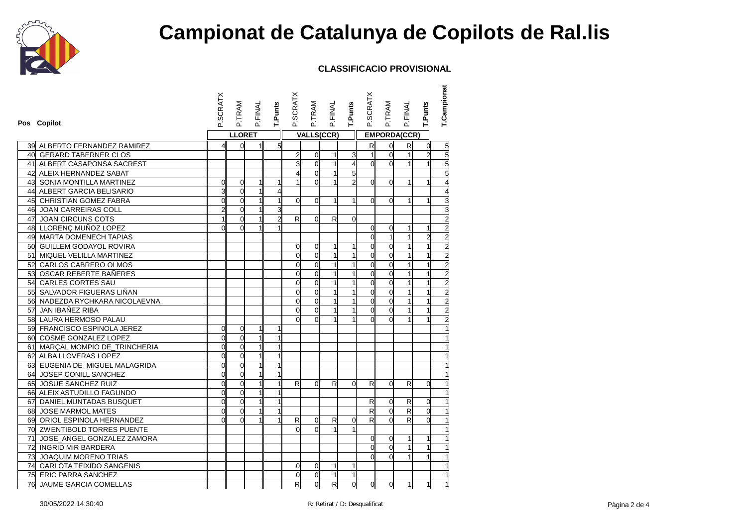# Campionat de Catalunya de Copilots de Ral.lis

**CLASSIFICACIO PROVISIONAL**

| Pos | Copilot | P.SCRATX | P.TRAM | P.FINAL | T.Punts | P.SCRATX | P.TRAM | P.FINAL | T.Punts | P.SCRATX | P.TRAM | P.FINAL | T.Punts | T.Campionat |
|---|---|---|---|---|---|---|---|---|---|---|---|---|---|---|
| | | LLORET | | | | VALLS(CCR) | | | | EMPORDA(CCR) | | | | |
| 39 | ALBERTO FERNANDEZ RAMIREZ | 4 | 0 | 1 | 5 | | | | | R | 0 | R | 0 | 5 |
| 40 | GERARD TABERNER CLOS | | | | | 2 | 0 | 1 | 3 | 1 | 0 | 1 | 2 | 5 |
| 41 | ALBERT CASAPONSA SACREST | | | | | 3 | 0 | 1 | 4 | 0 | 0 | 1 | 1 | 5 |
| 42 | ALEIX HERNANDEZ SABAT | | | | | 4 | 0 | 1 | 5 | | | | | 5 |
| 43 | SONIA MONTILLA MARTINEZ | 0 | 0 | 1 | 1 | 1 | 0 | 1 | 2 | 0 | 0 | 1 | 1 | 4 |
| 44 | ALBERT GARCIA BELISARIO | 3 | 0 | 1 | 4 | | | | | | | | | 4 |
| 45 | CHRISTIAN GOMEZ FABRA | 0 | 0 | 1 | 1 | 0 | 0 | 1 | 1 | 0 | 0 | 1 | 1 | 3 |
| 46 | JOAN CARREIRAS COLL | 2 | 0 | 1 | 3 | | | | | | | | | 3 |
| 47 | JOAN CIRCUNS COTS | 1 | 0 | 1 | 2 | R | 0 | R | 0 | | | | | 2 |
| 48 | LLORENÇ MUÑOZ LOPEZ | 0 | 0 | 1 | 1 | | | | | 0 | 0 | 1 | 1 | 2 |
| 49 | MARTA DOMENECH TAPIAS | | | | | | | | | 0 | 1 | 1 | 2 | 2 |
| 50 | GUILLEM GODAYOL ROVIRA | | | | | 0 | 0 | 1 | 1 | 0 | 0 | 1 | 1 | 2 |
| 51 | MIQUEL VELILLA MARTINEZ | | | | | 0 | 0 | 1 | 1 | 0 | 0 | 1 | 1 | 2 |
| 52 | CARLOS CABRERO OLMOS | | | | | 0 | 0 | 1 | 1 | 0 | 0 | 1 | 1 | 2 |
| 53 | OSCAR REBERTE BAÑERES | | | | | 0 | 0 | 1 | 1 | 0 | 0 | 1 | 1 | 2 |
| 54 | CARLES CORTES SAU | | | | | 0 | 0 | 1 | 1 | 0 | 0 | 1 | 1 | 2 |
| 55 | SALVADOR FIGUERAS LIÑAN | | | | | 0 | 0 | 1 | 1 | 0 | 0 | 1 | 1 | 2 |
| 56 | NADEZDA RYCHKARA NICOLAEVNA | | | | | 0 | 0 | 1 | 1 | 0 | 0 | 1 | 1 | 2 |
| 57 | JAN IBAÑEZ RIBA | | | | | 0 | 0 | 1 | 1 | 0 | 0 | 1 | 1 | 2 |
| 58 | LAURA HERMOSO PALAU | | | | | 0 | 0 | 1 | 1 | 0 | 0 | 1 | 1 | 2 |
| 59 | FRANCISCO ESPINOLA JEREZ | 0 | 0 | 1 | 1 | | | | | | | | | 1 |
| 60 | COSME GONZALEZ LOPEZ | 0 | 0 | 1 | 1 | | | | | | | | | 1 |
| 61 | MARÇAL MOMPIO DE_TRINCHERIA | 0 | 0 | 1 | 1 | | | | | | | | | 1 |
| 62 | ALBA LLOVERAS LOPEZ | 0 | 0 | 1 | 1 | | | | | | | | | 1 |
| 63 | EUGENIA DE_MIGUEL MALAGRIDA | 0 | 0 | 1 | 1 | | | | | | | | | 1 |
| 64 | JOSEP CONILL SANCHEZ | 0 | 0 | 1 | 1 | | | | | | | | | 1 |
| 65 | JOSUE SANCHEZ RUIZ | 0 | 0 | 1 | 1 | R | 0 | R | 0 | R | 0 | R | 0 | 1 |
| 66 | ALEIX ASTUDILLO FAGUNDO | 0 | 0 | 1 | 1 | | | | | | | | | 1 |
| 67 | DANIEL MUNTADAS BUSQUET | 0 | 0 | 1 | 1 | | | | | R | 0 | R | 0 | 1 |
| 68 | JOSE MARMOL MATES | 0 | 0 | 1 | 1 | | | | | R | 0 | R | 0 | 1 |
| 69 | ORIOL ESPINOLA HERNANDEZ | 0 | 0 | 1 | 1 | R | 0 | R | 0 | R | 0 | R | 0 | 1 |
| 70 | ZWENTIBOLD TORRES PUENTE | | | | | 0 | 0 | 1 | 1 | | | | | 1 |
| 71 | JOSE_ANGEL GONZALEZ ZAMORA | | | | | | | | | 0 | 0 | 1 | 1 | 1 |
| 72 | INGRID MIR BARDERA | | | | | | | | | 0 | 0 | 1 | 1 | 1 |
| 73 | JOAQUIM MORENO TRIAS | | | | | | | | | 0 | 0 | 1 | 1 | 1 |
| 74 | CARLOTA TEIXIDO SANGENIS | | | | | 0 | 0 | 1 | 1 | | | | | 1 |
| 75 | ERIC PARRA SANCHEZ | | | | | 0 | 0 | 1 | 1 | | | | | 1 |
| 76 | JAUME GARCIA COMELLAS | | | | | R | 0 | R | 0 | 0 | 0 | 1 | 1 | 1 |

30/05/2022 14:30:40

R: Retirat / D: Desqualificat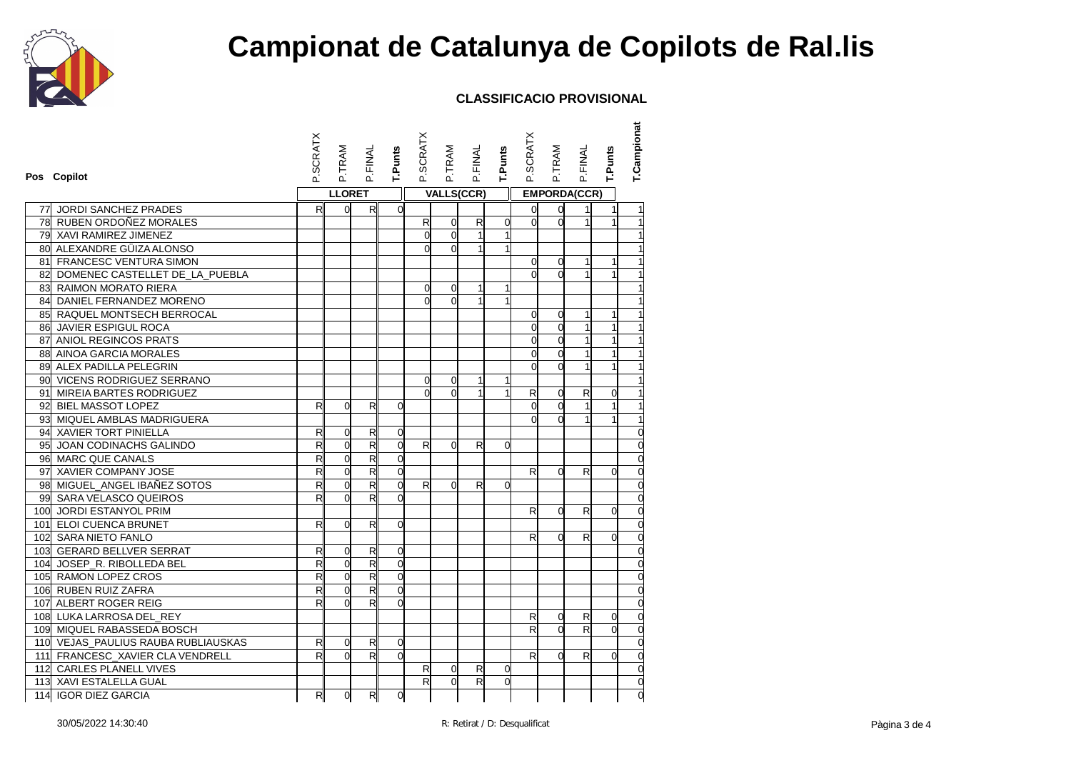# Campionat de Catalunya de Copilots de Ral.lis

### CLASSIFICACIO PROVISIONAL

| Pos | Copilot | LLORET | | | | VALLS(CCR) | | | | EMPORDA(CCR) | | | | T.Campionat |
|---|---|---|---|---|---|---|---|---|---|---|---|---|---|---|
| | | P.SCRATX | P.TRAM | P.FINAL | T.Punts | P.SCRATX | P.TRAM | P.FINAL | T.Punts | P.SCRATX | P.TRAM | P.FINAL | T.Punts | |
| 77 | JORDI SANCHEZ PRADES | R | 0 | R | 0 | | | | | 0 | 0 | 1 | 1 | 1 |
| 78 | RUBEN ORDOÑEZ MORALES | | | | | R | 0 | R | 0 | 0 | 0 | 1 | 1 | 1 |
| 79 | XAVI RAMIREZ JIMENEZ | | | | | 0 | 0 | 1 | 1 | | | | | 1 |
| 80 | ALEXANDRE GÜIZA ALONSO | | | | | 0 | 0 | 1 | 1 | | | | | 1 |
| 81 | FRANCESC VENTURA SIMON | | | | | | | | | 0 | 0 | 1 | 1 | 1 |
| 82 | DOMENEC CASTELLET DE_LA_PUEBLA | | | | | | | | | 0 | 0 | 1 | 1 | 1 |
| 83 | RAIMON MORATO RIERA | | | | | 0 | 0 | 1 | 1 | | | | | 1 |
| 84 | DANIEL FERNANDEZ MORENO | | | | | 0 | 0 | 1 | 1 | | | | | 1 |
| 85 | RAQUEL MONTSECH BERROCAL | | | | | | | | | 0 | 0 | 1 | 1 | 1 |
| 86 | JAVIER ESPIGUL ROCA | | | | | | | | | 0 | 0 | 1 | 1 | 1 |
| 87 | ANIOL REGINCOS PRATS | | | | | | | | | 0 | 0 | 1 | 1 | 1 |
| 88 | AINOA GARCIA MORALES | | | | | | | | | 0 | 0 | 1 | 1 | 1 |
| 89 | ALEX PADILLA PELEGRIN | | | | | | | | | 0 | 0 | 1 | 1 | 1 |
| 90 | VICENS RODRIGUEZ SERRANO | | | | | 0 | 0 | 1 | 1 | | | | | 1 |
| 91 | MIREIA BARTES RODRIGUEZ | | | | | 0 | 0 | 1 | 1 | R | 0 | R | 0 | 1 |
| 92 | BIEL MASSOT LOPEZ | R | 0 | R | 0 | | | | | 0 | 0 | 1 | 1 | 1 |
| 93 | MIQUEL AMBLAS MADRIGUERA | | | | | | | | | 0 | 0 | 1 | 1 | 1 |
| 94 | XAVIER TORT PINIELLA | R | 0 | R | 0 | | | | | | | | | 0 |
| 95 | JOAN CODINACHS GALINDO | R | 0 | R | 0 | R | 0 | R | 0 | | | | | 0 |
| 96 | MARC QUE CANALS | R | 0 | R | 0 | | | | | | | | | 0 |
| 97 | XAVIER COMPANY JOSE | R | 0 | R | 0 | | | | | R | 0 | R | 0 | 0 |
| 98 | MIGUEL_ANGEL IBAÑEZ SOTOS | R | 0 | R | 0 | R | 0 | R | 0 | | | | | 0 |
| 99 | SARA VELASCO QUEIROS | R | 0 | R | 0 | | | | | | | | | 0 |
| 100 | JORDI ESTANYOL PRIM | | | | | | | | | R | 0 | R | 0 | 0 |
| 101 | ELOI CUENCA BRUNET | R | 0 | R | 0 | | | | | | | | | 0 |
| 102 | SARA NIETO FANLO | | | | | | | | | R | 0 | R | 0 | 0 |
| 103 | GERARD BELLVER SERRAT | R | 0 | R | 0 | | | | | | | | | 0 |
| 104 | JOSEP_R. RIBOLLEDA BEL | R | 0 | R | 0 | | | | | | | | | 0 |
| 105 | RAMON LOPEZ CROS | R | 0 | R | 0 | | | | | | | | | 0 |
| 106 | RUBEN RUIZ ZAFRA | R | 0 | R | 0 | | | | | | | | | 0 |
| 107 | ALBERT ROGER REIG | R | 0 | R | 0 | | | | | | | | | 0 |
| 108 | LUKA LARROSA DEL_REY | | | | | | | | | R | 0 | R | 0 | 0 |
| 109 | MIQUEL RABASSEDA BOSCH | | | | | | | | | R | 0 | R | 0 | 0 |
| 110 | VEJAS_PAULIUS RAUBA RUBLIAUSKAS | R | 0 | R | 0 | | | | | | | | | 0 |
| 111 | FRANCESC_XAVIER CLA VENDRELL | R | 0 | R | 0 | | | | | R | 0 | R | 0 | 0 |
| 112 | CARLES PLANELL VIVES | | | | | R | 0 | R | 0 | | | | | 0 |
| 113 | XAVI ESTALELLA GUAL | | | | | R | 0 | R | 0 | | | | | 0 |
| 114 | IGOR DIEZ GARCIA | R | 0 | R | 0 | | | | | | | | | 0 |

30/05/2022 14:30:40

R: Retirat / D: Desqualificat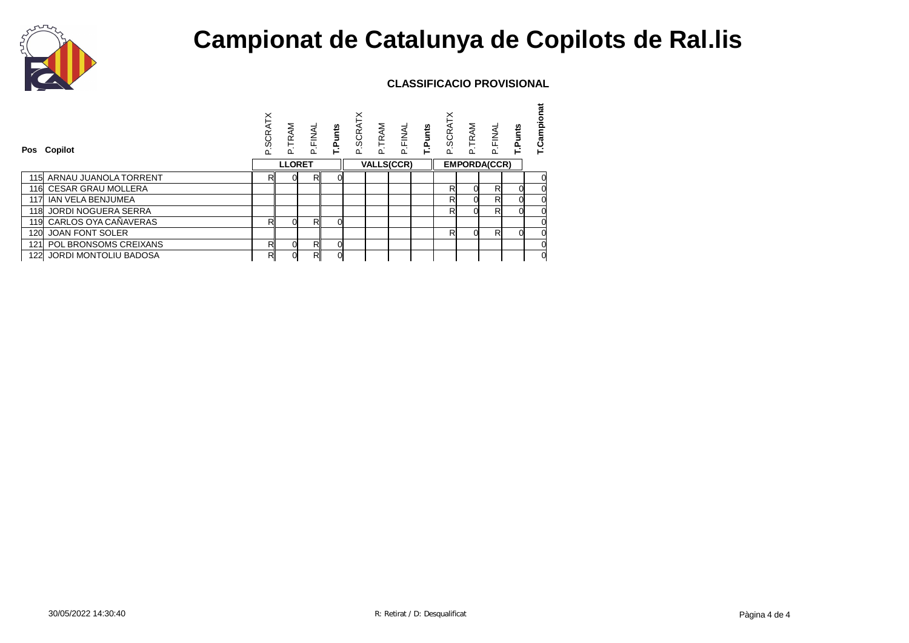# Campionat de Catalunya de Copilots de Ral.lis

## CLASSIFICACIO PROVISIONAL

| Pos | Copilot | P.SCRATX | P.TRAM | P.FINAL | T.Punts | P.SCRATX | P.TRAM | P.FINAL | T.Punts | P.SCRATX | P.TRAM | P.FINAL | T.Punts | T.Campionat |
|---|---|---|---|---|---|---|---|---|---|---|---|---|---|---|
| | | LLORET | | | | VALLS(CCR) | | | | EMPORDA(CCR) | | | | |
| 115 | ARNAU JUANOLA TORRENT | R | 0 | R | 0 | | | | | | | | | 0 |
| 116 | CESAR GRAU MOLLERA | | | | | | | | | R | 0 | R | 0 | 0 |
| 117 | IAN VELA BENJUMEA | | | | | | | | | R | 0 | R | 0 | 0 |
| 118 | JORDI NOGUERA SERRA | | | | | | | | | R | 0 | R | 0 | 0 |
| 119 | CARLOS OYA CAÑAVERAS | R | 0 | R | 0 | | | | | | | | | 0 |
| 120 | JOAN FONT SOLER | | | | | | | | | R | 0 | R | 0 | 0 |
| 121 | POL BRONSOMS CREIXANS | R | 0 | R | 0 | | | | | | | | | 0 |
| 122 | JORDI MONTOLIU BADOSA | R | 0 | R | 0 | | | | | | | | | 0 |

30/05/2022 14:30:40

R: Retirat / D: Desqualificat